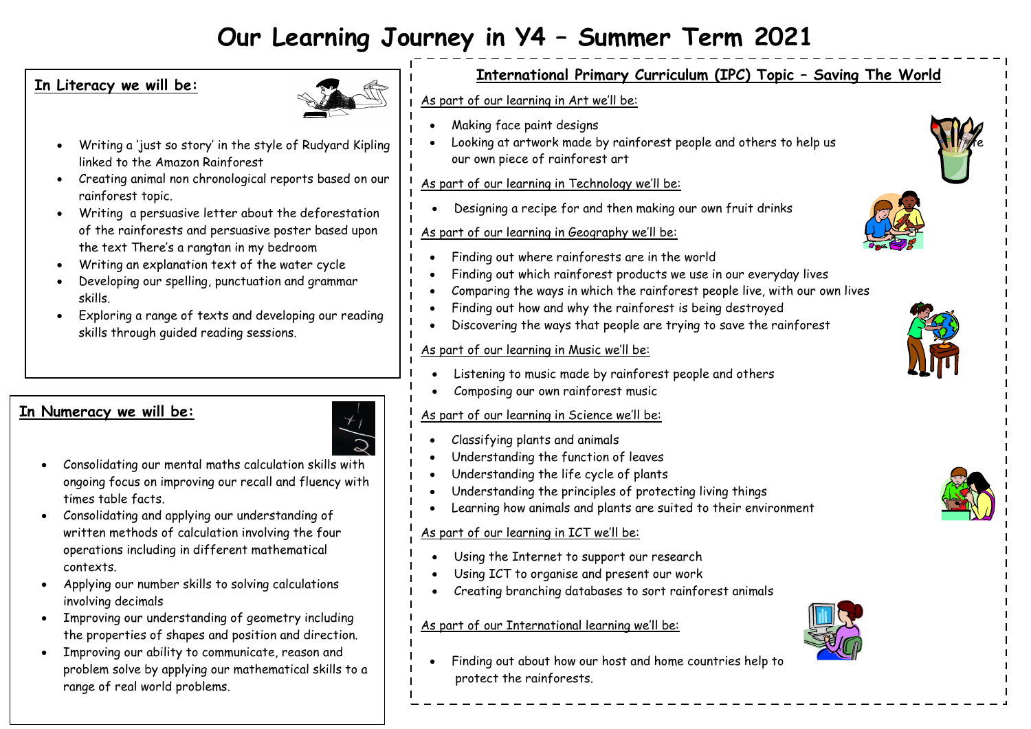# Our Learning Journey in Y4 – Summer Term 2021

## In Literacy we will be:

- Writing a 'just so story' in the style of Rudyard Kipling linked to the Amazon Rainforest
- Creating animal non chronological reports based on our rainforest topic.
- Writing a persuasive letter about the deforestation of the rainforests and persuasive poster based upon the text There's a rangtan in my bedroom
- Writing an explanation text of the water cycle
- Developing our spelling, punctuation and grammar skills.
- Exploring a range of texts and developing our reading skills through guided reading sessions.

## In Numeracy we will be:

- Consolidating our mental maths calculation skills with ongoing focus on improving our recall and fluency with times table facts.
- Consolidating and applying our understanding of written methods of calculation involving the four operations including in different mathematical contexts.
- Applying our number skills to solving calculations involving decimals
- Improving our understanding of geometry including the properties of shapes and position and direction.
- Improving our ability to communicate, reason and problem solve by applying our mathematical skills to a range of real world problems.

## International Primary Curriculum (IPC) Topic – Saving The World

As part of our learning in Art we'll be:

- Making face paint designs
- Looking at artwork made by rainforest people and others to help us create our own piece of rainforest art

As part of our learning in Technology we'll be:

- Designing a recipe for and then making our own fruit drinks

As part of our learning in Geography we'll be:

- Finding out where rainforests are in the world
- Finding out which rainforest products we use in our everyday lives
- Comparing the ways in which the rainforest people live, with our own lives
- Finding out how and why the rainforest is being destroyed
- Discovering the ways that people are trying to save the rainforest

As part of our learning in Music we'll be:

- Listening to music made by rainforest people and others
- Composing our own rainforest music

As part of our learning in Science we'll be:

- Classifying plants and animals
- Understanding the function of leaves
- Understanding the life cycle of plants
- Understanding the principles of protecting living things
- Learning how animals and plants are suited to their environment

As part of our learning in ICT we'll be:

- Using the Internet to support our research
- Using ICT to organise and present our work
- Creating branching databases to sort rainforest animals

As part of our International learning we'll be:

- Finding out about how our host and home countries help to protect the rainforests.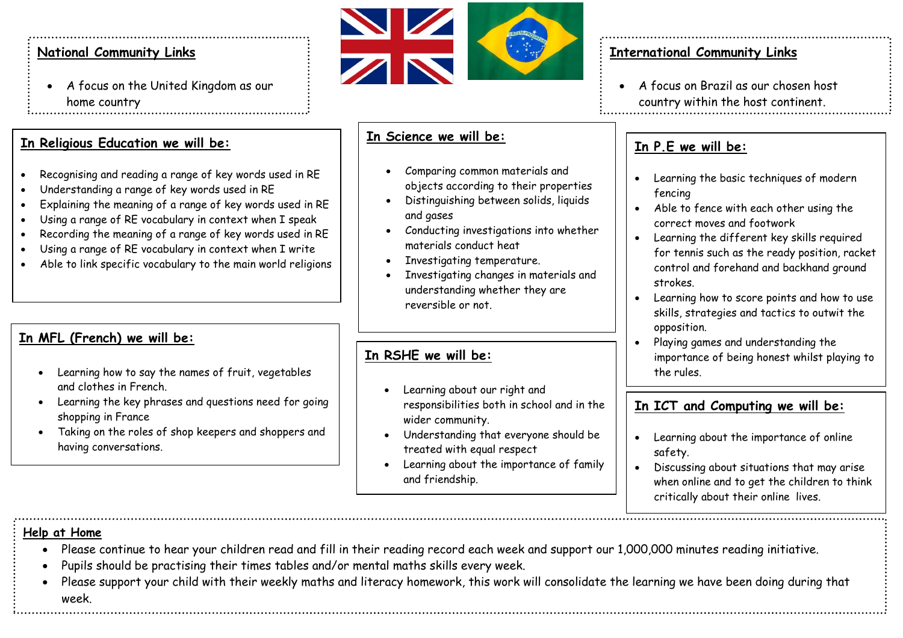## National Community Links

- A focus on the United Kingdom as our home country

## International Community Links

- A focus on Brazil as our chosen host country within the host continent.

## In Religious Education we will be:

- Recognising and reading a range of key words used in RE
- Understanding a range of key words used in RE
- Explaining the meaning of a range of key words used in RE
- Using a range of RE vocabulary in context when I speak
- Recording the meaning of a range of key words used in RE
- Using a range of RE vocabulary in context when I write
- Able to link specific vocabulary to the main world religions

## In MFL (French) we will be:

- Learning how to say the names of fruit, vegetables and clothes in French.
- Learning the key phrases and questions need for going shopping in France
- Taking on the roles of shop keepers and shoppers and having conversations.

## In Science we will be:

- Comparing common materials and objects according to their properties
- Distinguishing between solids, liquids and gases
- Conducting investigations into whether materials conduct heat
- Investigating temperature.
- Investigating changes in materials and understanding whether they are reversible or not.

## In RSHE we will be:

- Learning about our right and responsibilities both in school and in the wider community.
- Understanding that everyone should be treated with equal respect
- Learning about the importance of family and friendship.

## In P.E we will be:

- Learning the basic techniques of modern fencing
- Able to fence with each other using the correct moves and footwork
- Learning the different key skills required for tennis such as the ready position, racket control and forehand and backhand ground strokes.
- Learning how to score points and how to use skills, strategies and tactics to outwit the opposition.
- Playing games and understanding the importance of being honest whilst playing to the rules.

## In ICT and Computing we will be:

- Learning about the importance of online safety.
- Discussing about situations that may arise when online and to get the children to think critically about their online lives.

## Help at Home

- Please continue to hear your children read and fill in their reading record each week and support our 1,000,000 minutes reading initiative.
- Pupils should be practising their times tables and/or mental maths skills every week.
- Please support your child with their weekly maths and literacy homework, this work will consolidate the learning we have been doing during that week.